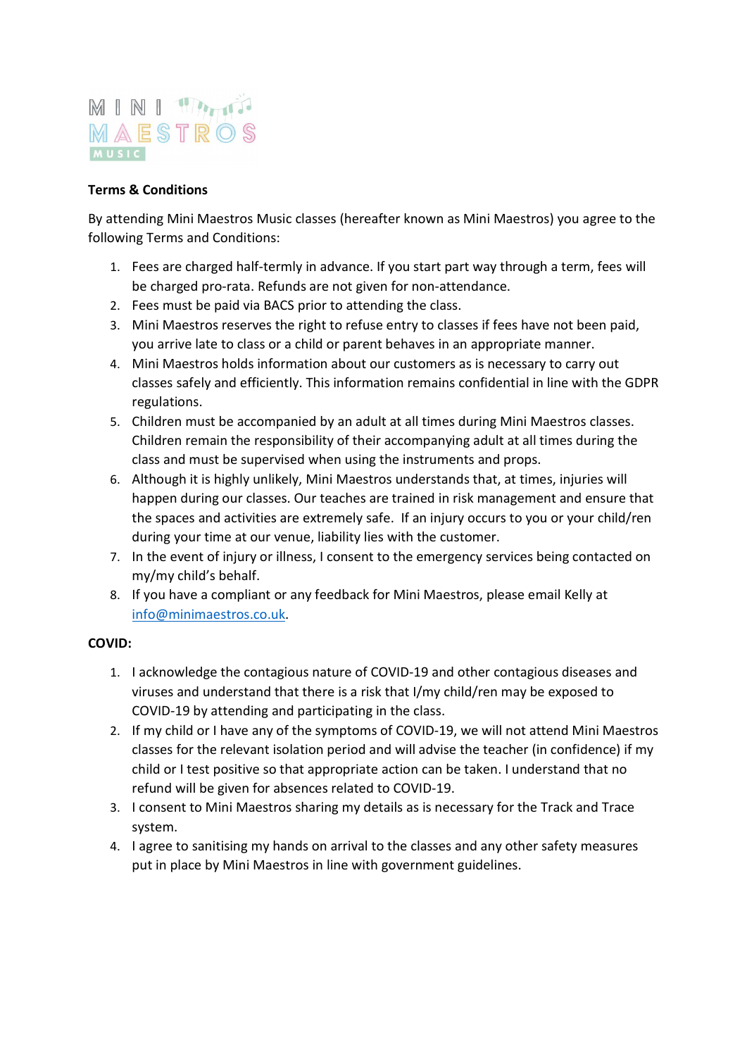MINI MAESTROS MUSIC

**Terms & Conditions**

By attending Mini Maestros Music classes (hereafter known as Mini Maestros) you agree to the following Terms and Conditions:

1. Fees are charged half-termly in advance. If you start part way through a term, fees will be charged pro-rata. Refunds are not given for non-attendance.
2. Fees must be paid via BACS prior to attending the class.
3. Mini Maestros reserves the right to refuse entry to classes if fees have not been paid, you arrive late to class or a child or parent behaves in an appropriate manner.
4. Mini Maestros holds information about our customers as is necessary to carry out classes safely and efficiently. This information remains confidential in line with the GDPR regulations.
5. Children must be accompanied by an adult at all times during Mini Maestros classes. Children remain the responsibility of their accompanying adult at all times during the class and must be supervised when using the instruments and props.
6. Although it is highly unlikely, Mini Maestros understands that, at times, injuries will happen during our classes. Our teaches are trained in risk management and ensure that the spaces and activities are extremely safe. If an injury occurs to you or your child/ren during your time at our venue, liability lies with the customer.
7. In the event of injury or illness, I consent to the emergency services being contacted on my/my child's behalf.
8. If you have a compliant or any feedback for Mini Maestros, please email Kelly at [info@minimaestros.co.uk](mailto:info@minimaestros.co.uk).

**COVID:**

1. I acknowledge the contagious nature of COVID-19 and other contagious diseases and viruses and understand that there is a risk that I/my child/ren may be exposed to COVID-19 by attending and participating in the class.
2. If my child or I have any of the symptoms of COVID-19, we will not attend Mini Maestros classes for the relevant isolation period and will advise the teacher (in confidence) if my child or I test positive so that appropriate action can be taken. I understand that no refund will be given for absences related to COVID-19.
3. I consent to Mini Maestros sharing my details as is necessary for the Track and Trace system.
4. I agree to sanitising my hands on arrival to the classes and any other safety measures put in place by Mini Maestros in line with government guidelines.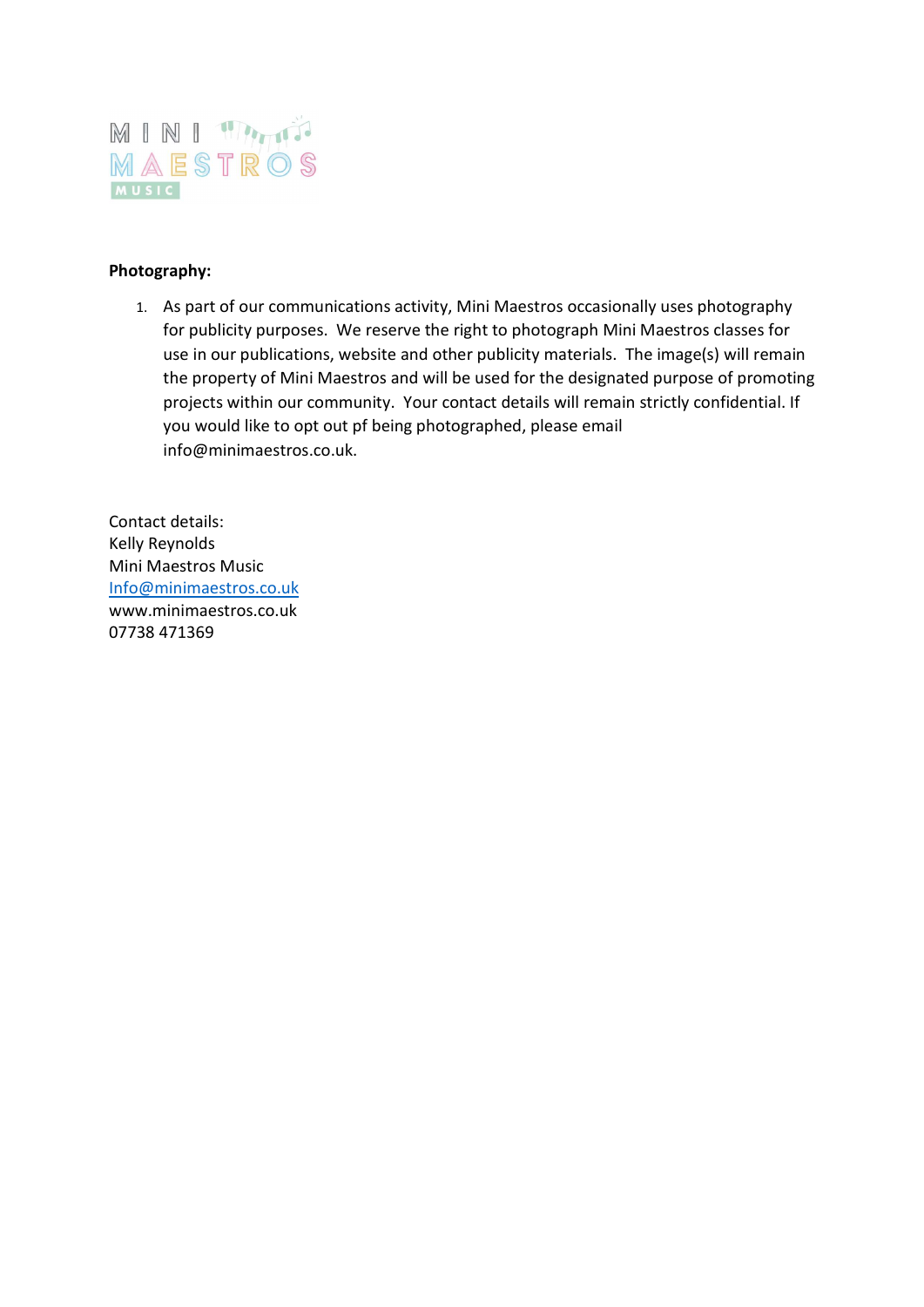MINI MAESTROS MUSIC

**Photography:**

1. As part of our communications activity, Mini Maestros occasionally uses photography for publicity purposes. We reserve the right to photograph Mini Maestros classes for use in our publications, website and other publicity materials. The image(s) will remain the property of Mini Maestros and will be used for the designated purpose of promoting projects within our community. Your contact details will remain strictly confidential. If you would like to opt out pf being photographed, please email info@minimaestros.co.uk.

Contact details:
Kelly Reynolds
Mini Maestros Music
Info@minimaestros.co.uk
www.minimaestros.co.uk
07738 471369